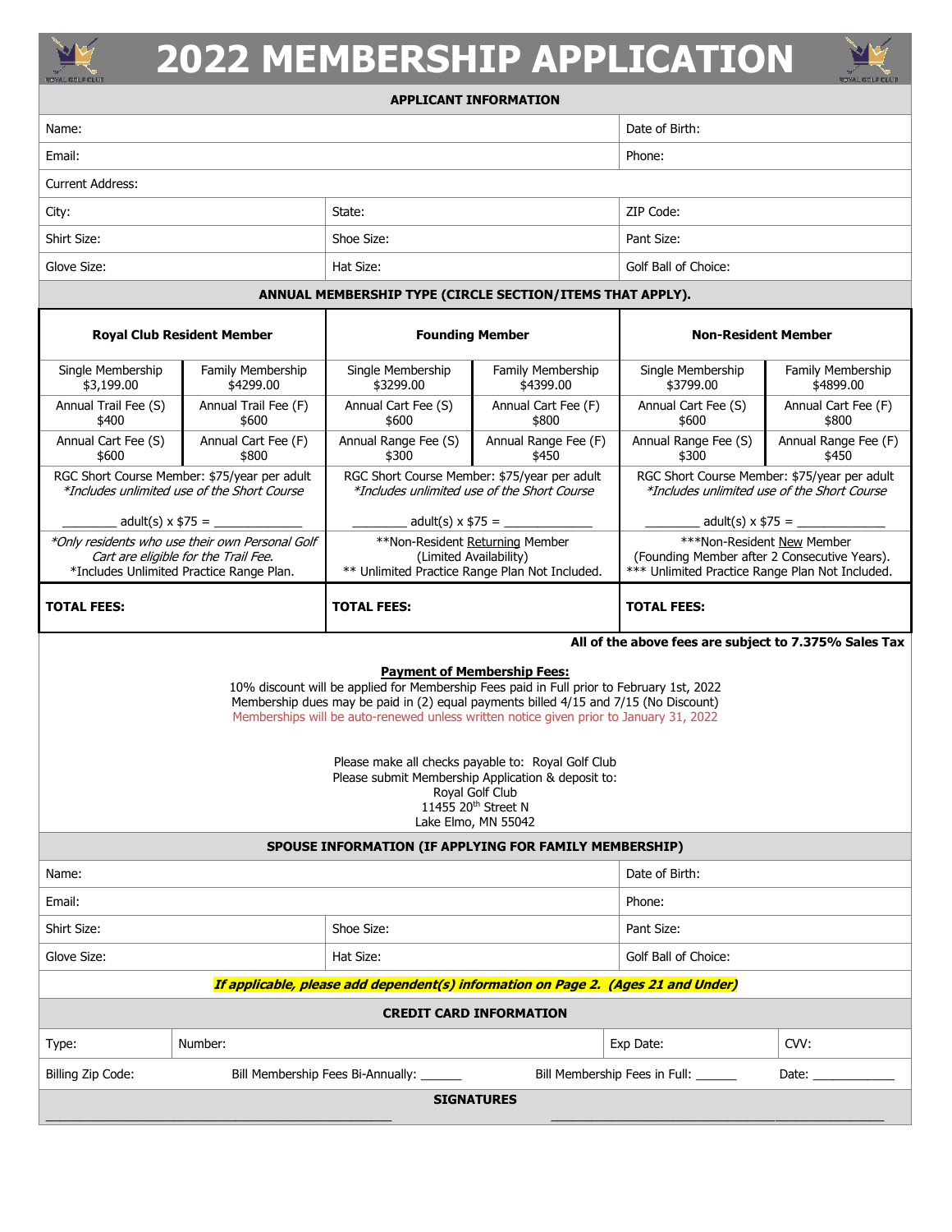# 2022 MEMBERSHIP APPLICATION

## APPLICANT INFORMATION

| | | |
|---|---|---|
| Name: | | Date of Birth: |
| Email: | | Phone: |
| Current Address: | | |
| City: | State: | ZIP Code: |
| Shirt Size: | Shoe Size: | Pant Size: |
| Glove Size: | Hat Size: | Golf Ball of Choice: |

## ANNUAL MEMBERSHIP TYPE (CIRCLE SECTION/ITEMS THAT APPLY).

| Royal Club Resident Member | | Founding Member | | Non-Resident Member | |
|---|---|---|---|---|---|
| Single Membership $3,199.00 | Family Membership $4299.00 | Single Membership $3299.00 | Family Membership $4399.00 | Single Membership $3799.00 | Family Membership $4899.00 |
| Annual Trail Fee (S) $400 | Annual Trail Fee (F) $600 | Annual Cart Fee (S) $600 | Annual Cart Fee (F) $800 | Annual Cart Fee (S) $600 | Annual Cart Fee (F) $800 |
| Annual Cart Fee (S) $600 | Annual Cart Fee (F) $800 | Annual Range Fee (S) $300 | Annual Range Fee (F) $450 | Annual Range Fee (S) $300 | Annual Range Fee (F) $450 |
| RGC Short Course Member: $75/year per adult *Includes unlimited use of the Short Course* ________ adult(s) x $75 = _____________ | | RGC Short Course Member: $75/year per adult *Includes unlimited use of the Short Course* ________ adult(s) x $75 = _____________ | | RGC Short Course Member: $75/year per adult *Includes unlimited use of the Short Course* ________ adult(s) x $75 = _____________ | |
| *Only residents who use their own Personal Golf Cart are eligible for the Trail Fee.* *Includes Unlimited Practice Range Plan. | | **Non-Resident Returning Member (Limited Availability) ** Unlimited Practice Range Plan Not Included. | | ***Non-Resident New Member (Founding Member after 2 Consecutive Years). *** Unlimited Practice Range Plan Not Included. | |
| **TOTAL FEES:** | | **TOTAL FEES:** | | **TOTAL FEES:** | |

**All of the above fees are subject to 7.375% Sales Tax**

**Payment of Membership Fees:**

10% discount will be applied for Membership Fees paid in Full prior to February 1st, 2022
Membership dues may be paid in (2) equal payments billed 4/15 and 7/15 (No Discount)
Memberships will be auto-renewed unless written notice given prior to January 31, 2022

Please make all checks payable to: Royal Golf Club
Please submit Membership Application & deposit to:
Royal Golf Club
11455 20th Street N
Lake Elmo, MN 55042

## SPOUSE INFORMATION (IF APPLYING FOR FAMILY MEMBERSHIP)

| | | |
|---|---|---|
| Name: | | Date of Birth: |
| Email: | | Phone: |
| Shirt Size: | Shoe Size: | Pant Size: |
| Glove Size: | Hat Size: | Golf Ball of Choice: |

***If applicable, please add dependent(s) information on Page 2. (Ages 21 and Under)***

## CREDIT CARD INFORMATION

| | | | |
|---|---|---|---|
| Type: | Number: | Exp Date: | CVV: |

Billing Zip Code: Bill Membership Fees Bi-Annually: ______ Bill Membership Fees in Full: ______ Date: ____________

## SIGNATURES

_______________________________________________ _______________________________________________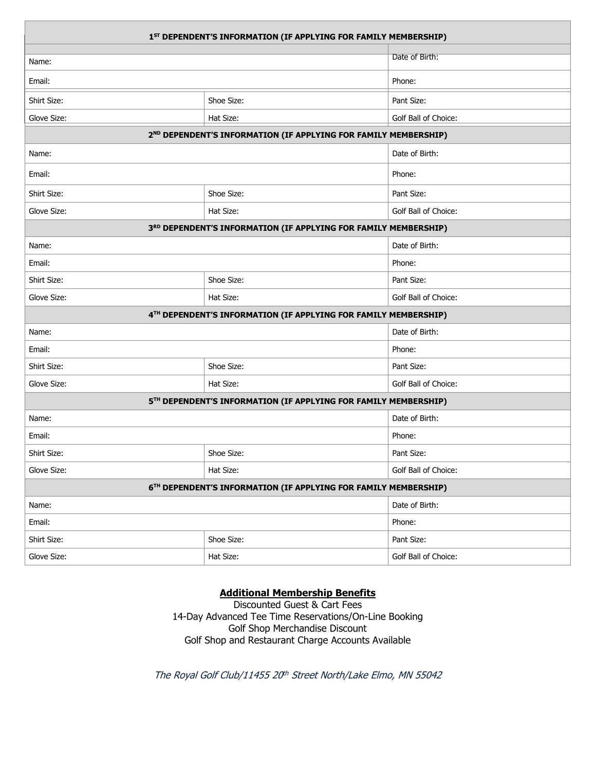| 1[ST] DEPENDENT'S INFORMATION (IF APPLYING FOR FAMILY MEMBERSHIP) | | |
| --- | --- | --- |
| Name: | | Date of Birth: |
| Email: | | Phone: |
| Shirt Size: | Shoe Size: | Pant Size: |
| Glove Size: | Hat Size: | Golf Ball of Choice: |
| **2[ND] DEPENDENT'S INFORMATION (IF APPLYING FOR FAMILY MEMBERSHIP)** | | |
| Name: | | Date of Birth: |
| Email: | | Phone: |
| Shirt Size: | Shoe Size: | Pant Size: |
| Glove Size: | Hat Size: | Golf Ball of Choice: |
| **3[RD] DEPENDENT'S INFORMATION (IF APPLYING FOR FAMILY MEMBERSHIP)** | | |
| Name: | | Date of Birth: |
| Email: | | Phone: |
| Shirt Size: | Shoe Size: | Pant Size: |
| Glove Size: | Hat Size: | Golf Ball of Choice: |
| **4[TH] DEPENDENT'S INFORMATION (IF APPLYING FOR FAMILY MEMBERSHIP)** | | |
| Name: | | Date of Birth: |
| Email: | | Phone: |
| Shirt Size: | Shoe Size: | Pant Size: |
| Glove Size: | Hat Size: | Golf Ball of Choice: |
| **5[TH] DEPENDENT'S INFORMATION (IF APPLYING FOR FAMILY MEMBERSHIP)** | | |
| Name: | | Date of Birth: |
| Email: | | Phone: |
| Shirt Size: | Shoe Size: | Pant Size: |
| Glove Size: | Hat Size: | Golf Ball of Choice: |
| **6[TH] DEPENDENT'S INFORMATION (IF APPLYING FOR FAMILY MEMBERSHIP)** | | |
| Name: | | Date of Birth: |
| Email: | | Phone: |
| Shirt Size: | Shoe Size: | Pant Size: |
| Glove Size: | Hat Size: | Golf Ball of Choice: |

## Additional Membership Benefits

Discounted Guest & Cart Fees
14-Day Advanced Tee Time Reservations/On-Line Booking
Golf Shop Merchandise Discount
Golf Shop and Restaurant Charge Accounts Available

*The Royal Golf Club/11455 20th Street North/Lake Elmo, MN 55042*